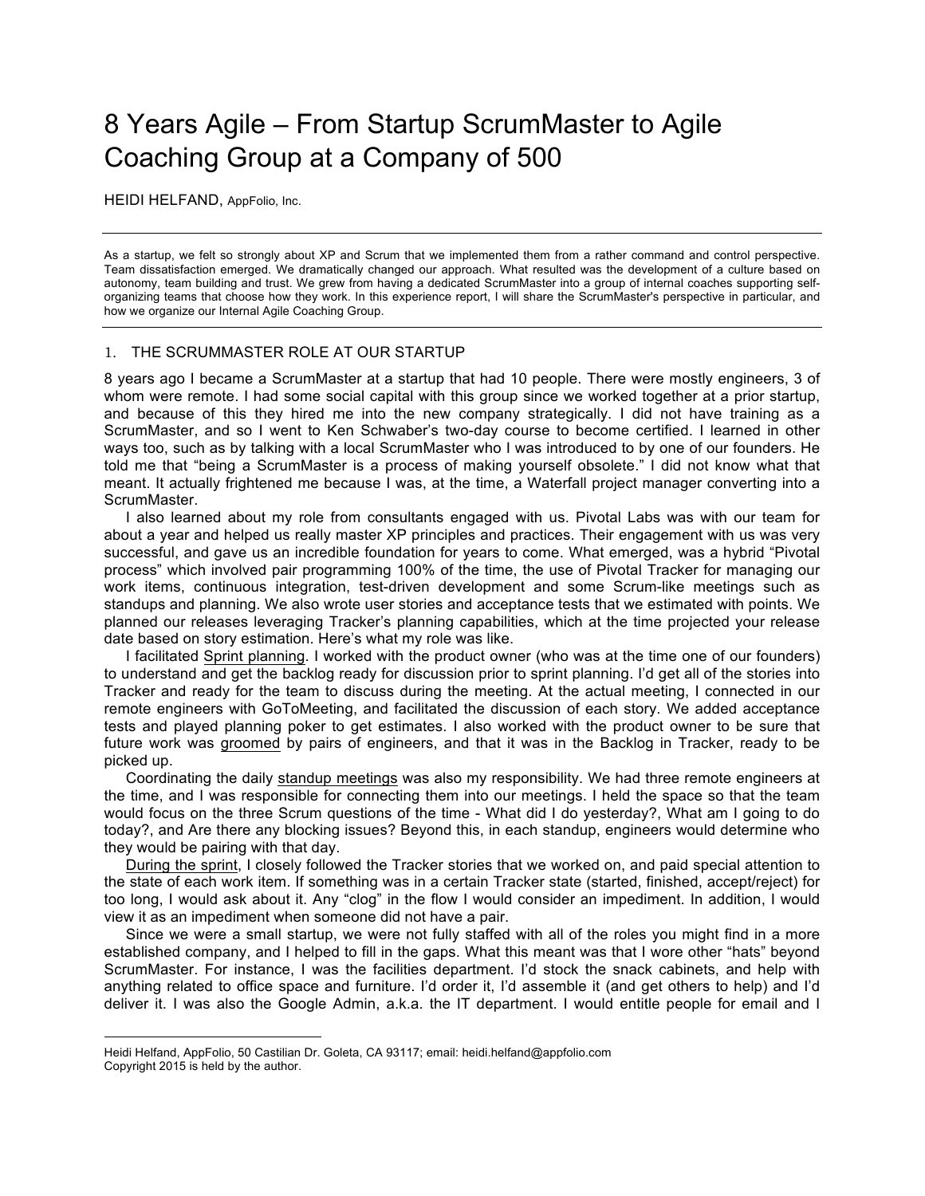# 8 Years Agile – From Startup ScrumMaster to Agile Coaching Group at a Company of 500

HEIDI HELFAND, AppFolio, Inc.

---

As a startup, we felt so strongly about XP and Scrum that we implemented them from a rather command and control perspective. Team dissatisfaction emerged. We dramatically changed our approach. What resulted was the development of a culture based on autonomy, team building and trust. We grew from having a dedicated ScrumMaster into a group of internal coaches supporting self-organizing teams that choose how they work. In this experience report, I will share the ScrumMaster's perspective in particular, and how we organize our Internal Agile Coaching Group.

---

## 1. THE SCRUMMASTER ROLE AT OUR STARTUP

8 years ago I became a ScrumMaster at a startup that had 10 people. There were mostly engineers, 3 of whom were remote. I had some social capital with this group since we worked together at a prior startup, and because of this they hired me into the new company strategically. I did not have training as a ScrumMaster, and so I went to Ken Schwaber's two-day course to become certified. I learned in other ways too, such as by talking with a local ScrumMaster who I was introduced to by one of our founders. He told me that "being a ScrumMaster is a process of making yourself obsolete." I did not know what that meant. It actually frightened me because I was, at the time, a Waterfall project manager converting into a ScrumMaster.

I also learned about my role from consultants engaged with us. Pivotal Labs was with our team for about a year and helped us really master XP principles and practices. Their engagement with us was very successful, and gave us an incredible foundation for years to come. What emerged, was a hybrid "Pivotal process" which involved pair programming 100% of the time, the use of Pivotal Tracker for managing our work items, continuous integration, test-driven development and some Scrum-like meetings such as standups and planning. We also wrote user stories and acceptance tests that we estimated with points. We planned our releases leveraging Tracker's planning capabilities, which at the time projected your release date based on story estimation. Here's what my role was like.

I facilitated Sprint planning. I worked with the product owner (who was at the time one of our founders) to understand and get the backlog ready for discussion prior to sprint planning. I'd get all of the stories into Tracker and ready for the team to discuss during the meeting. At the actual meeting, I connected in our remote engineers with GoToMeeting, and facilitated the discussion of each story. We added acceptance tests and played planning poker to get estimates. I also worked with the product owner to be sure that future work was groomed by pairs of engineers, and that it was in the Backlog in Tracker, ready to be picked up.

Coordinating the daily standup meetings was also my responsibility. We had three remote engineers at the time, and I was responsible for connecting them into our meetings. I held the space so that the team would focus on the three Scrum questions of the time - What did I do yesterday?, What am I going to do today?, and Are there any blocking issues? Beyond this, in each standup, engineers would determine who they would be pairing with that day.

During the sprint, I closely followed the Tracker stories that we worked on, and paid special attention to the state of each work item. If something was in a certain Tracker state (started, finished, accept/reject) for too long, I would ask about it. Any "clog" in the flow I would consider an impediment. In addition, I would view it as an impediment when someone did not have a pair.

Since we were a small startup, we were not fully staffed with all of the roles you might find in a more established company, and I helped to fill in the gaps. What this meant was that I wore other "hats" beyond ScrumMaster. For instance, I was the facilities department. I'd stock the snack cabinets, and help with anything related to office space and furniture. I'd order it, I'd assemble it (and get others to help) and I'd deliver it. I was also the Google Admin, a.k.a. the IT department. I would entitle people for email and I

---

Heidi Helfand, AppFolio, 50 Castilian Dr. Goleta, CA 93117; email: heidi.helfand@appfolio.com
Copyright 2015 is held by the author.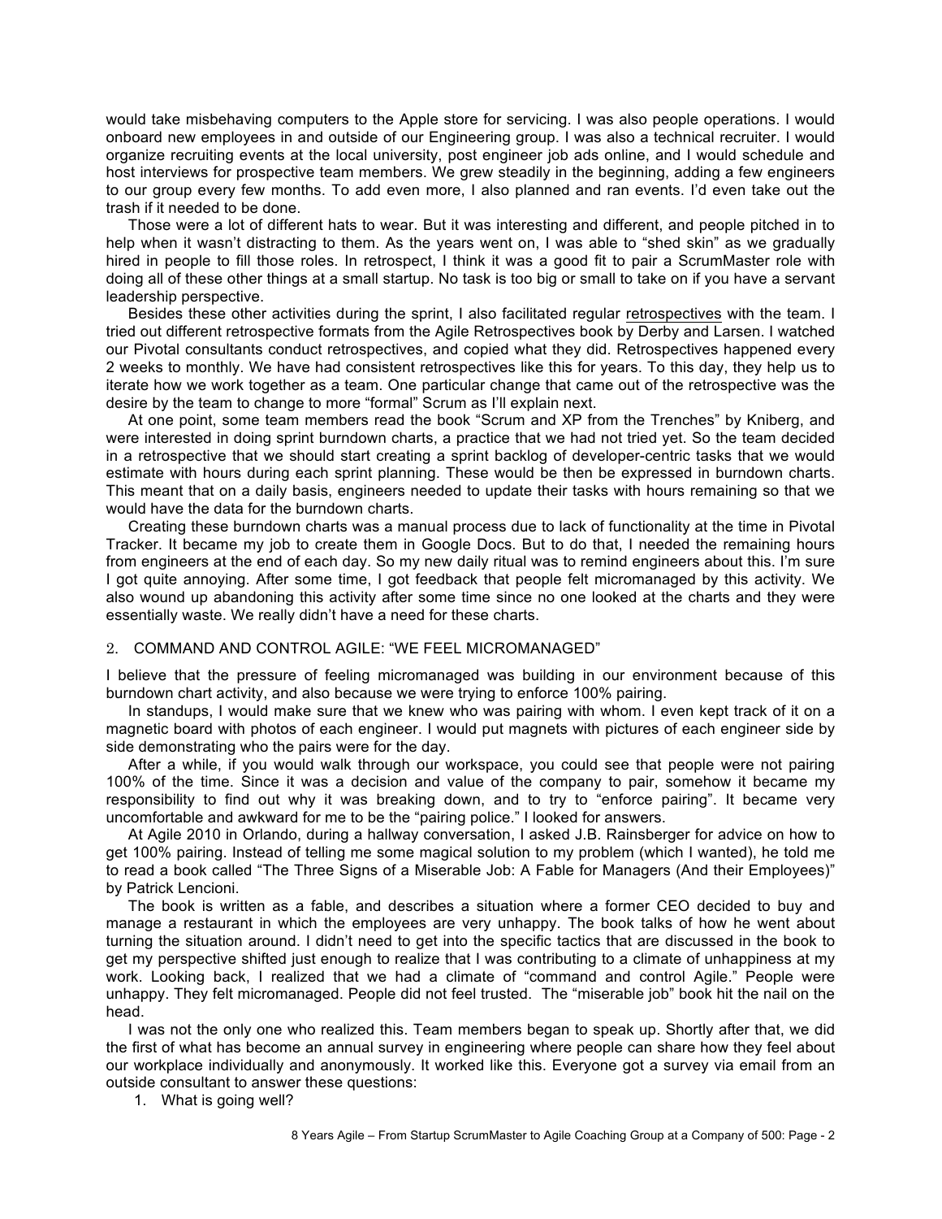would take misbehaving computers to the Apple store for servicing. I was also people operations. I would onboard new employees in and outside of our Engineering group. I was also a technical recruiter. I would organize recruiting events at the local university, post engineer job ads online, and I would schedule and host interviews for prospective team members. We grew steadily in the beginning, adding a few engineers to our group every few months. To add even more, I also planned and ran events. I'd even take out the trash if it needed to be done.

Those were a lot of different hats to wear. But it was interesting and different, and people pitched in to help when it wasn't distracting to them. As the years went on, I was able to "shed skin" as we gradually hired in people to fill those roles. In retrospect, I think it was a good fit to pair a ScrumMaster role with doing all of these other things at a small startup. No task is too big or small to take on if you have a servant leadership perspective.

Besides these other activities during the sprint, I also facilitated regular retrospectives with the team. I tried out different retrospective formats from the Agile Retrospectives book by Derby and Larsen. I watched our Pivotal consultants conduct retrospectives, and copied what they did. Retrospectives happened every 2 weeks to monthly. We have had consistent retrospectives like this for years. To this day, they help us to iterate how we work together as a team. One particular change that came out of the retrospective was the desire by the team to change to more "formal" Scrum as I'll explain next.

At one point, some team members read the book "Scrum and XP from the Trenches" by Kniberg, and were interested in doing sprint burndown charts, a practice that we had not tried yet. So the team decided in a retrospective that we should start creating a sprint backlog of developer-centric tasks that we would estimate with hours during each sprint planning. These would be then be expressed in burndown charts. This meant that on a daily basis, engineers needed to update their tasks with hours remaining so that we would have the data for the burndown charts.

Creating these burndown charts was a manual process due to lack of functionality at the time in Pivotal Tracker. It became my job to create them in Google Docs. But to do that, I needed the remaining hours from engineers at the end of each day. So my new daily ritual was to remind engineers about this. I'm sure I got quite annoying. After some time, I got feedback that people felt micromanaged by this activity. We also wound up abandoning this activity after some time since no one looked at the charts and they were essentially waste. We really didn't have a need for these charts.

## 2. COMMAND AND CONTROL AGILE: "WE FEEL MICROMANAGED"

I believe that the pressure of feeling micromanaged was building in our environment because of this burndown chart activity, and also because we were trying to enforce 100% pairing.

In standups, I would make sure that we knew who was pairing with whom. I even kept track of it on a magnetic board with photos of each engineer. I would put magnets with pictures of each engineer side by side demonstrating who the pairs were for the day.

After a while, if you would walk through our workspace, you could see that people were not pairing 100% of the time. Since it was a decision and value of the company to pair, somehow it became my responsibility to find out why it was breaking down, and to try to "enforce pairing". It became very uncomfortable and awkward for me to be the "pairing police." I looked for answers.

At Agile 2010 in Orlando, during a hallway conversation, I asked J.B. Rainsberger for advice on how to get 100% pairing. Instead of telling me some magical solution to my problem (which I wanted), he told me to read a book called "The Three Signs of a Miserable Job: A Fable for Managers (And their Employees)" by Patrick Lencioni.

The book is written as a fable, and describes a situation where a former CEO decided to buy and manage a restaurant in which the employees are very unhappy. The book talks of how he went about turning the situation around. I didn't need to get into the specific tactics that are discussed in the book to get my perspective shifted just enough to realize that I was contributing to a climate of unhappiness at my work. Looking back, I realized that we had a climate of "command and control Agile." People were unhappy. They felt micromanaged. People did not feel trusted. The "miserable job" book hit the nail on the head.

I was not the only one who realized this. Team members began to speak up. Shortly after that, we did the first of what has become an annual survey in engineering where people can share how they feel about our workplace individually and anonymously. It worked like this. Everyone got a survey via email from an outside consultant to answer these questions:

1. What is going well?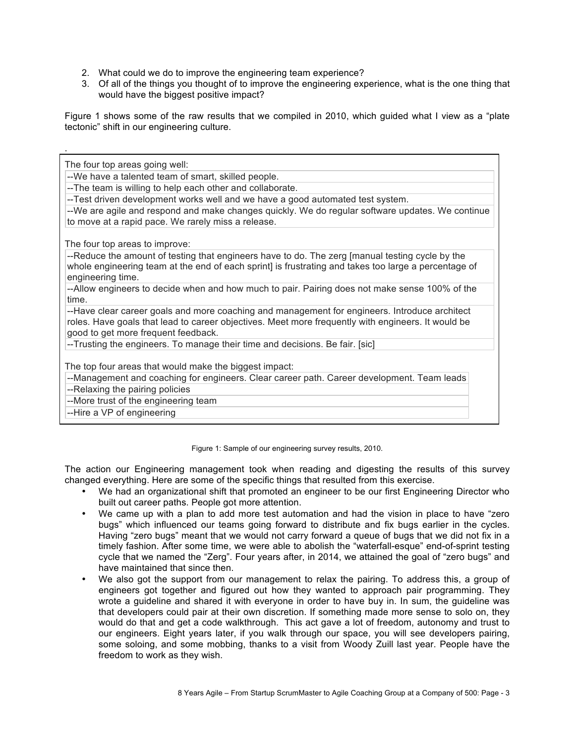2. What could we do to improve the engineering team experience?
3. Of all of the things you thought of to improve the engineering experience, what is the one thing that would have the biggest positive impact?

Figure 1 shows some of the raw results that we compiled in 2010, which guided what I view as a "plate tectonic" shift in our engineering culture.

.

The four top areas going well:

| |
|---|
| --We have a talented team of smart, skilled people. |
| --The team is willing to help each other and collaborate. |
| --Test driven development works well and we have a good automated test system. |
| --We are agile and respond and make changes quickly. We do regular software updates. We continue to move at a rapid pace. We rarely miss a release. |

The four top areas to improve:

| |
|---|
| --Reduce the amount of testing that engineers have to do. The zerg [manual testing cycle by the whole engineering team at the end of each sprint] is frustrating and takes too large a percentage of engineering time. |
| --Allow engineers to decide when and how much to pair. Pairing does not make sense 100% of the time. |
| --Have clear career goals and more coaching and management for engineers. Introduce architect roles. Have goals that lead to career objectives. Meet more frequently with engineers. It would be good to get more frequent feedback. |
| --Trusting the engineers. To manage their time and decisions. Be fair. [sic] |

The top four areas that would make the biggest impact:

| |
|---|
| --Management and coaching for engineers. Clear career path. Career development. Team leads |
| --Relaxing the pairing policies |
| --More trust of the engineering team |
| --Hire a VP of engineering |

Figure 1: Sample of our engineering survey results, 2010.

The action our Engineering management took when reading and digesting the results of this survey changed everything. Here are some of the specific things that resulted from this exercise.

- We had an organizational shift that promoted an engineer to be our first Engineering Director who built out career paths. People got more attention.
- We came up with a plan to add more test automation and had the vision in place to have "zero bugs" which influenced our teams going forward to distribute and fix bugs earlier in the cycles. Having "zero bugs" meant that we would not carry forward a queue of bugs that we did not fix in a timely fashion. After some time, we were able to abolish the "waterfall-esque" end-of-sprint testing cycle that we named the "Zerg". Four years after, in 2014, we attained the goal of "zero bugs" and have maintained that since then.
- We also got the support from our management to relax the pairing. To address this, a group of engineers got together and figured out how they wanted to approach pair programming. They wrote a guideline and shared it with everyone in order to have buy in. In sum, the guideline was that developers could pair at their own discretion. If something made more sense to solo on, they would do that and get a code walkthrough. This act gave a lot of freedom, autonomy and trust to our engineers. Eight years later, if you walk through our space, you will see developers pairing, some soloing, and some mobbing, thanks to a visit from Woody Zuill last year. People have the freedom to work as they wish.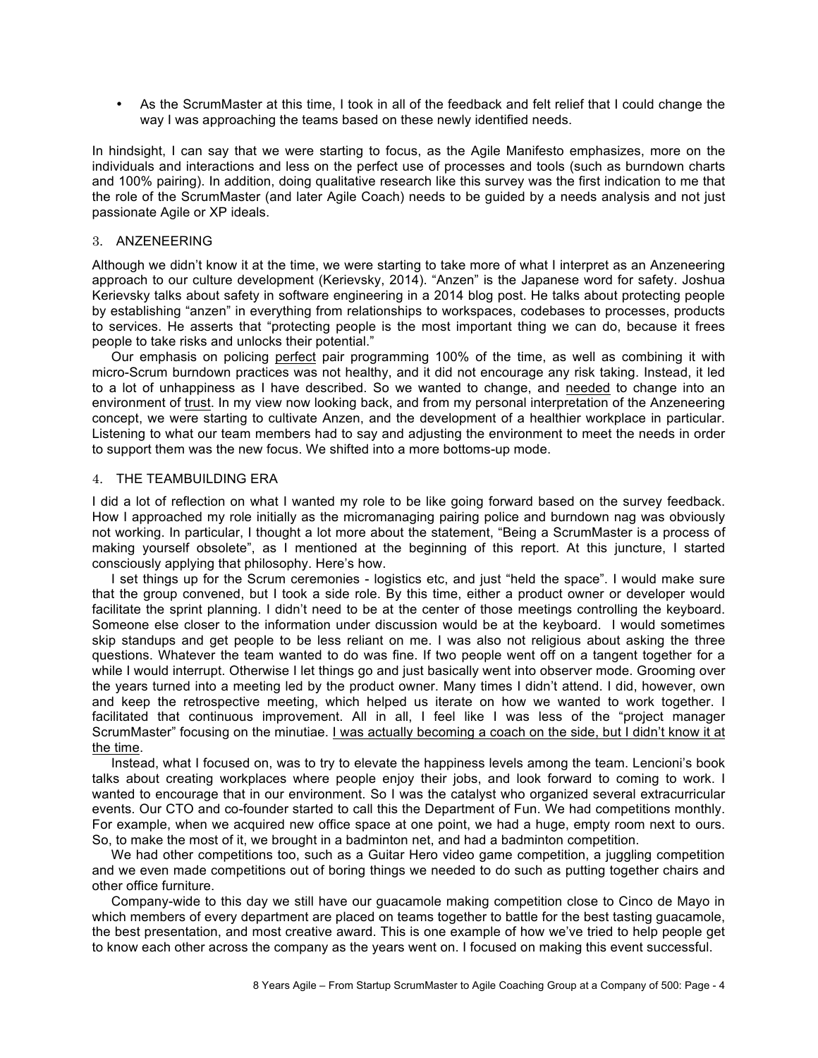- As the ScrumMaster at this time, I took in all of the feedback and felt relief that I could change the way I was approaching the teams based on these newly identified needs.

In hindsight, I can say that we were starting to focus, as the Agile Manifesto emphasizes, more on the individuals and interactions and less on the perfect use of processes and tools (such as burndown charts and 100% pairing). In addition, doing qualitative research like this survey was the first indication to me that the role of the ScrumMaster (and later Agile Coach) needs to be guided by a needs analysis and not just passionate Agile or XP ideals.

## 3. ANZENEERING

Although we didn't know it at the time, we were starting to take more of what I interpret as an Anzeneering approach to our culture development (Kerievsky, 2014). "Anzen" is the Japanese word for safety. Joshua Kerievsky talks about safety in software engineering in a 2014 blog post. He talks about protecting people by establishing "anzen" in everything from relationships to workspaces, codebases to processes, products to services. He asserts that "protecting people is the most important thing we can do, because it frees people to take risks and unlocks their potential."

Our emphasis on policing <u>perfect</u> pair programming 100% of the time, as well as combining it with micro-Scrum burndown practices was not healthy, and it did not encourage any risk taking. Instead, it led to a lot of unhappiness as I have described. So we wanted to change, and <u>needed</u> to change into an environment of <u>trust</u>. In my view now looking back, and from my personal interpretation of the Anzeneering concept, we were starting to cultivate Anzen, and the development of a healthier workplace in particular. Listening to what our team members had to say and adjusting the environment to meet the needs in order to support them was the new focus. We shifted into a more bottoms-up mode.

## 4. THE TEAMBUILDING ERA

I did a lot of reflection on what I wanted my role to be like going forward based on the survey feedback. How I approached my role initially as the micromanaging pairing police and burndown nag was obviously not working. In particular, I thought a lot more about the statement, "Being a ScrumMaster is a process of making yourself obsolete", as I mentioned at the beginning of this report. At this juncture, I started consciously applying that philosophy. Here's how.

I set things up for the Scrum ceremonies - logistics etc, and just "held the space". I would make sure that the group convened, but I took a side role. By this time, either a product owner or developer would facilitate the sprint planning. I didn't need to be at the center of those meetings controlling the keyboard. Someone else closer to the information under discussion would be at the keyboard. I would sometimes skip standups and get people to be less reliant on me. I was also not religious about asking the three questions. Whatever the team wanted to do was fine. If two people went off on a tangent together for a while I would interrupt. Otherwise I let things go and just basically went into observer mode. Grooming over the years turned into a meeting led by the product owner. Many times I didn't attend. I did, however, own and keep the retrospective meeting, which helped us iterate on how we wanted to work together. I facilitated that continuous improvement. All in all, I feel like I was less of the "project manager ScrumMaster" focusing on the minutiae. <u>I was actually becoming a coach on the side, but I didn't know it at the time</u>.

Instead, what I focused on, was to try to elevate the happiness levels among the team. Lencioni's book talks about creating workplaces where people enjoy their jobs, and look forward to coming to work. I wanted to encourage that in our environment. So I was the catalyst who organized several extracurricular events. Our CTO and co-founder started to call this the Department of Fun. We had competitions monthly. For example, when we acquired new office space at one point, we had a huge, empty room next to ours. So, to make the most of it, we brought in a badminton net, and had a badminton competition.

We had other competitions too, such as a Guitar Hero video game competition, a juggling competition and we even made competitions out of boring things we needed to do such as putting together chairs and other office furniture.

Company-wide to this day we still have our guacamole making competition close to Cinco de Mayo in which members of every department are placed on teams together to battle for the best tasting guacamole, the best presentation, and most creative award. This is one example of how we've tried to help people get to know each other across the company as the years went on. I focused on making this event successful.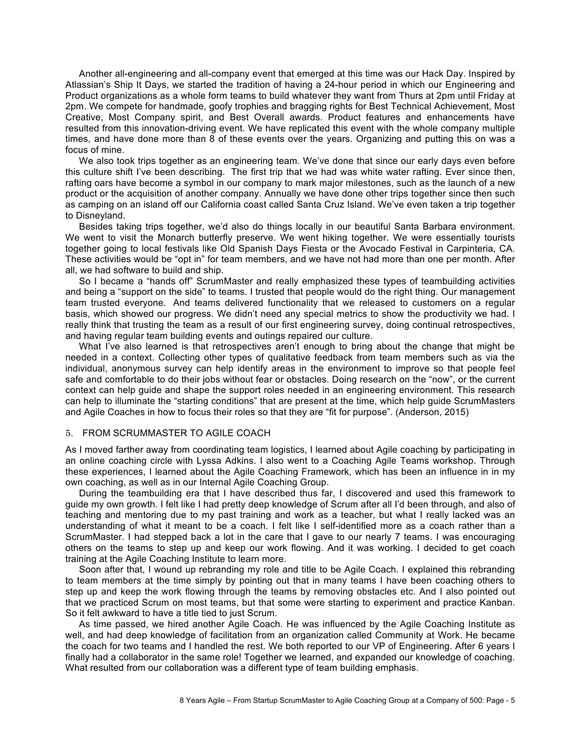Another all-engineering and all-company event that emerged at this time was our Hack Day. Inspired by Atlassian's Ship It Days, we started the tradition of having a 24-hour period in which our Engineering and Product organizations as a whole form teams to build whatever they want from Thurs at 2pm until Friday at 2pm. We compete for handmade, goofy trophies and bragging rights for Best Technical Achievement, Most Creative, Most Company spirit, and Best Overall awards. Product features and enhancements have resulted from this innovation-driving event. We have replicated this event with the whole company multiple times, and have done more than 8 of these events over the years. Organizing and putting this on was a focus of mine.

We also took trips together as an engineering team. We've done that since our early days even before this culture shift I've been describing. The first trip that we had was white water rafting. Ever since then, rafting oars have become a symbol in our company to mark major milestones, such as the launch of a new product or the acquisition of another company. Annually we have done other trips together since then such as camping on an island off our California coast called Santa Cruz Island. We've even taken a trip together to Disneyland.

Besides taking trips together, we'd also do things locally in our beautiful Santa Barbara environment. We went to visit the Monarch butterfly preserve. We went hiking together. We were essentially tourists together going to local festivals like Old Spanish Days Fiesta or the Avocado Festival in Carpinteria, CA. These activities would be "opt in" for team members, and we have not had more than one per month. After all, we had software to build and ship.

So I became a "hands off" ScrumMaster and really emphasized these types of teambuilding activities and being a "support on the side" to teams. I trusted that people would do the right thing. Our management team trusted everyone. And teams delivered functionality that we released to customers on a regular basis, which showed our progress. We didn't need any special metrics to show the productivity we had. I really think that trusting the team as a result of our first engineering survey, doing continual retrospectives, and having regular team building events and outings repaired our culture.

What I've also learned is that retrospectives aren't enough to bring about the change that might be needed in a context. Collecting other types of qualitative feedback from team members such as via the individual, anonymous survey can help identify areas in the environment to improve so that people feel safe and comfortable to do their jobs without fear or obstacles. Doing research on the "now", or the current context can help guide and shape the support roles needed in an engineering environment. This research can help to illuminate the "starting conditions" that are present at the time, which help guide ScrumMasters and Agile Coaches in how to focus their roles so that they are "fit for purpose". (Anderson, 2015)

## 5. FROM SCRUMMASTER TO AGILE COACH

As I moved farther away from coordinating team logistics, I learned about Agile coaching by participating in an online coaching circle with Lyssa Adkins. I also went to a Coaching Agile Teams workshop. Through these experiences, I learned about the Agile Coaching Framework, which has been an influence in in my own coaching, as well as in our Internal Agile Coaching Group.

During the teambuilding era that I have described thus far, I discovered and used this framework to guide my own growth. I felt like I had pretty deep knowledge of Scrum after all I'd been through, and also of teaching and mentoring due to my past training and work as a teacher, but what I really lacked was an understanding of what it meant to be a coach. I felt like I self-identified more as a coach rather than a ScrumMaster. I had stepped back a lot in the care that I gave to our nearly 7 teams. I was encouraging others on the teams to step up and keep our work flowing. And it was working. I decided to get coach training at the Agile Coaching Institute to learn more.

Soon after that, I wound up rebranding my role and title to be Agile Coach. I explained this rebranding to team members at the time simply by pointing out that in many teams I have been coaching others to step up and keep the work flowing through the teams by removing obstacles etc. And I also pointed out that we practiced Scrum on most teams, but that some were starting to experiment and practice Kanban. So it felt awkward to have a title tied to just Scrum.

As time passed, we hired another Agile Coach. He was influenced by the Agile Coaching Institute as well, and had deep knowledge of facilitation from an organization called Community at Work. He became the coach for two teams and I handled the rest. We both reported to our VP of Engineering. After 6 years I finally had a collaborator in the same role! Together we learned, and expanded our knowledge of coaching. What resulted from our collaboration was a different type of team building emphasis.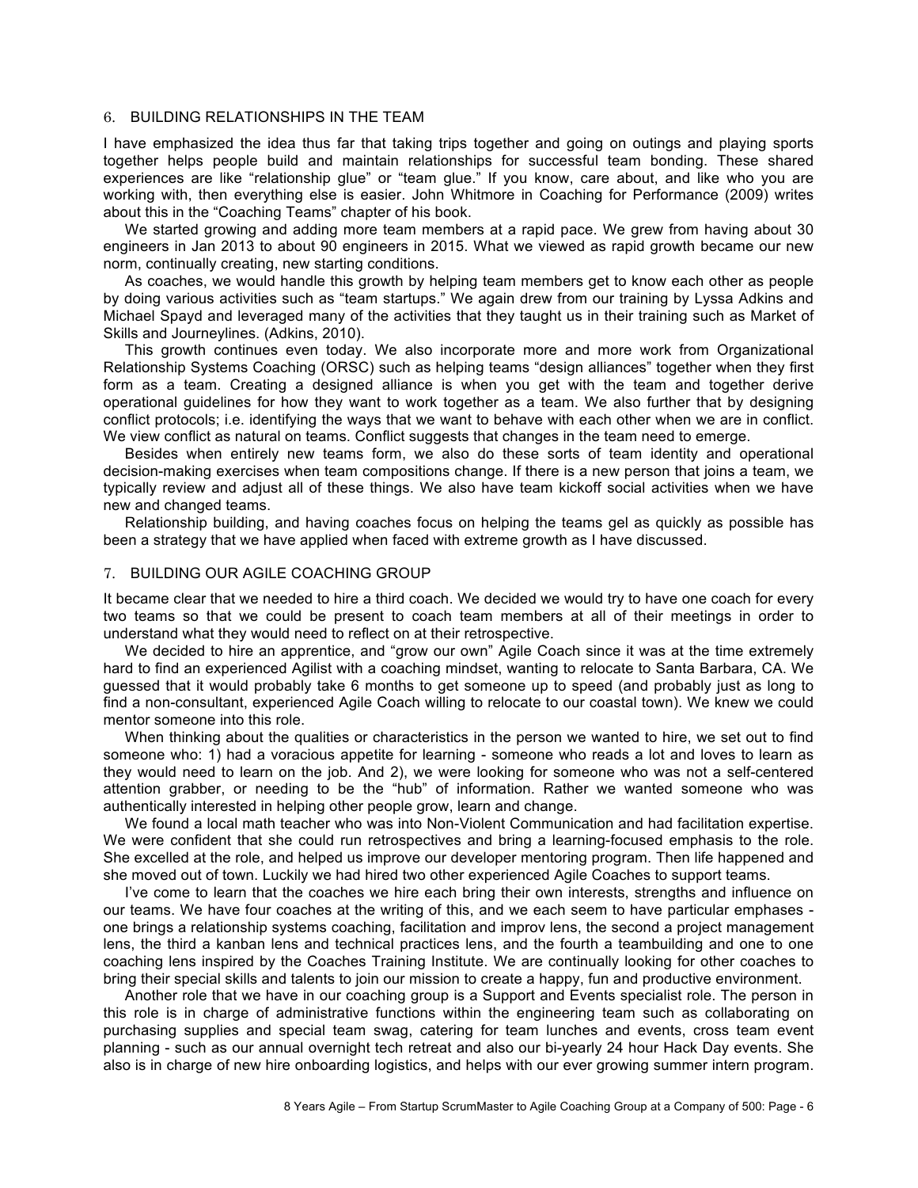## 6. BUILDING RELATIONSHIPS IN THE TEAM

I have emphasized the idea thus far that taking trips together and going on outings and playing sports together helps people build and maintain relationships for successful team bonding. These shared experiences are like "relationship glue" or "team glue." If you know, care about, and like who you are working with, then everything else is easier. John Whitmore in Coaching for Performance (2009) writes about this in the "Coaching Teams" chapter of his book.

We started growing and adding more team members at a rapid pace. We grew from having about 30 engineers in Jan 2013 to about 90 engineers in 2015. What we viewed as rapid growth became our new norm, continually creating, new starting conditions.

As coaches, we would handle this growth by helping team members get to know each other as people by doing various activities such as "team startups." We again drew from our training by Lyssa Adkins and Michael Spayd and leveraged many of the activities that they taught us in their training such as Market of Skills and Journeylines. (Adkins, 2010).

This growth continues even today. We also incorporate more and more work from Organizational Relationship Systems Coaching (ORSC) such as helping teams "design alliances" together when they first form as a team. Creating a designed alliance is when you get with the team and together derive operational guidelines for how they want to work together as a team. We also further that by designing conflict protocols; i.e. identifying the ways that we want to behave with each other when we are in conflict. We view conflict as natural on teams. Conflict suggests that changes in the team need to emerge.

Besides when entirely new teams form, we also do these sorts of team identity and operational decision-making exercises when team compositions change. If there is a new person that joins a team, we typically review and adjust all of these things. We also have team kickoff social activities when we have new and changed teams.

Relationship building, and having coaches focus on helping the teams gel as quickly as possible has been a strategy that we have applied when faced with extreme growth as I have discussed.

## 7. BUILDING OUR AGILE COACHING GROUP

It became clear that we needed to hire a third coach. We decided we would try to have one coach for every two teams so that we could be present to coach team members at all of their meetings in order to understand what they would need to reflect on at their retrospective.

We decided to hire an apprentice, and "grow our own" Agile Coach since it was at the time extremely hard to find an experienced Agilist with a coaching mindset, wanting to relocate to Santa Barbara, CA. We guessed that it would probably take 6 months to get someone up to speed (and probably just as long to find a non-consultant, experienced Agile Coach willing to relocate to our coastal town). We knew we could mentor someone into this role.

When thinking about the qualities or characteristics in the person we wanted to hire, we set out to find someone who: 1) had a voracious appetite for learning - someone who reads a lot and loves to learn as they would need to learn on the job. And 2), we were looking for someone who was not a self-centered attention grabber, or needing to be the "hub" of information. Rather we wanted someone who was authentically interested in helping other people grow, learn and change.

We found a local math teacher who was into Non-Violent Communication and had facilitation expertise. We were confident that she could run retrospectives and bring a learning-focused emphasis to the role. She excelled at the role, and helped us improve our developer mentoring program. Then life happened and she moved out of town. Luckily we had hired two other experienced Agile Coaches to support teams.

I've come to learn that the coaches we hire each bring their own interests, strengths and influence on our teams. We have four coaches at the writing of this, and we each seem to have particular emphases - one brings a relationship systems coaching, facilitation and improv lens, the second a project management lens, the third a kanban lens and technical practices lens, and the fourth a teambuilding and one to one coaching lens inspired by the Coaches Training Institute. We are continually looking for other coaches to bring their special skills and talents to join our mission to create a happy, fun and productive environment.

Another role that we have in our coaching group is a Support and Events specialist role. The person in this role is in charge of administrative functions within the engineering team such as collaborating on purchasing supplies and special team swag, catering for team lunches and events, cross team event planning - such as our annual overnight tech retreat and also our bi-yearly 24 hour Hack Day events. She also is in charge of new hire onboarding logistics, and helps with our ever growing summer intern program.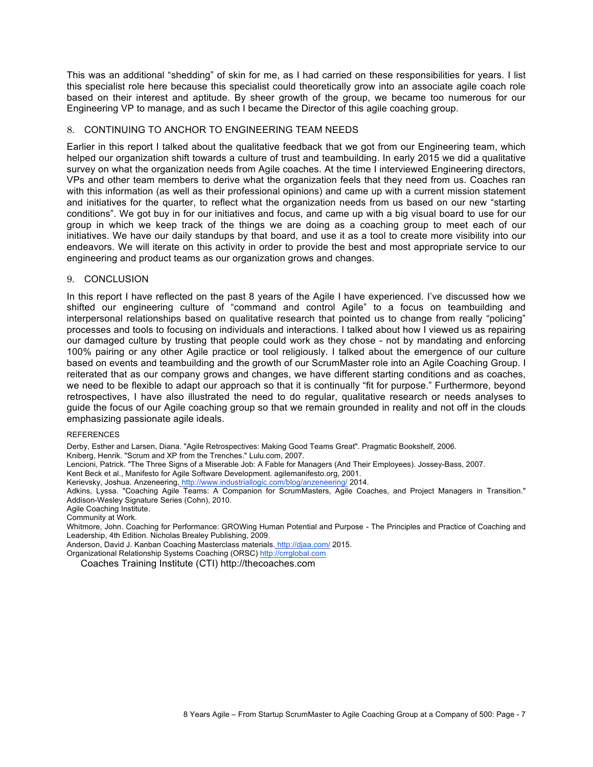This was an additional "shedding" of skin for me, as I had carried on these responsibilities for years. I list this specialist role here because this specialist could theoretically grow into an associate agile coach role based on their interest and aptitude. By sheer growth of the group, we became too numerous for our Engineering VP to manage, and as such I became the Director of this agile coaching group.

## 8. CONTINUING TO ANCHOR TO ENGINEERING TEAM NEEDS

Earlier in this report I talked about the qualitative feedback that we got from our Engineering team, which helped our organization shift towards a culture of trust and teambuilding. In early 2015 we did a qualitative survey on what the organization needs from Agile coaches. At the time I interviewed Engineering directors, VPs and other team members to derive what the organization feels that they need from us. Coaches ran with this information (as well as their professional opinions) and came up with a current mission statement and initiatives for the quarter, to reflect what the organization needs from us based on our new "starting conditions". We got buy in for our initiatives and focus, and came up with a big visual board to use for our group in which we keep track of the things we are doing as a coaching group to meet each of our initiatives. We have our daily standups by that board, and use it as a tool to create more visibility into our endeavors. We will iterate on this activity in order to provide the best and most appropriate service to our engineering and product teams as our organization grows and changes.

## 9. CONCLUSION

In this report I have reflected on the past 8 years of the Agile I have experienced. I've discussed how we shifted our engineering culture of "command and control Agile" to a focus on teambuilding and interpersonal relationships based on qualitative research that pointed us to change from really "policing" processes and tools to focusing on individuals and interactions. I talked about how I viewed us as repairing our damaged culture by trusting that people could work as they chose - not by mandating and enforcing 100% pairing or any other Agile practice or tool religiously. I talked about the emergence of our culture based on events and teambuilding and the growth of our ScrumMaster role into an Agile Coaching Group. I reiterated that as our company grows and changes, we have different starting conditions and as coaches, we need to be flexible to adapt our approach so that it is continually "fit for purpose." Furthermore, beyond retrospectives, I have also illustrated the need to do regular, qualitative research or needs analyses to guide the focus of our Agile coaching group so that we remain grounded in reality and not off in the clouds emphasizing passionate agile ideals.

## REFERENCES

Derby, Esther and Larsen, Diana. "Agile Retrospectives: Making Good Teams Great". Pragmatic Bookshelf, 2006.

Kniberg, Henrik. "Scrum and XP from the Trenches." Lulu.com, 2007.

Lencioni, Patrick. "The Three Signs of a Miserable Job: A Fable for Managers (And Their Employees). Jossey-Bass, 2007.

Kent Beck et al., Manifesto for Agile Software Development. agilemanifesto.org, 2001.

Kerievsky, Joshua. Anzeneering, http://www.industriallogic.com/blog/anzeneering/ 2014.

Adkins, Lyssa. "Coaching Agile Teams: A Companion for ScrumMasters, Agile Coaches, and Project Managers in Transition." Addison-Wesley Signature Series (Cohn), 2010.

Agile Coaching Institute.

Community at Work.

Whitmore, John. Coaching for Performance: GROWing Human Potential and Purpose - The Principles and Practice of Coaching and Leadership, 4th Edition. Nicholas Brealey Publishing, 2009.

Anderson, David J. Kanban Coaching Masterclass materials. http://djaa.com/ 2015.

Organizational Relationship Systems Coaching (ORSC) http://crrglobal.com

Coaches Training Institute (CTI) http://thecoaches.com